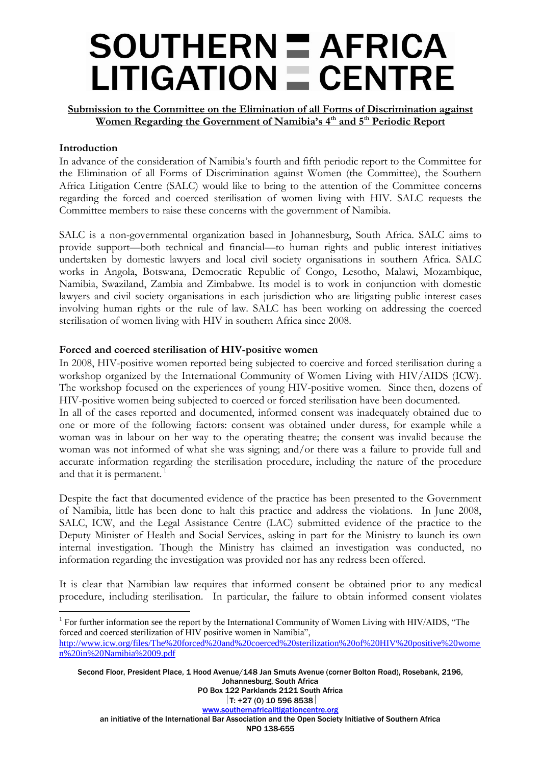# SOUTHERN AFRICA LITIGATION CENTRE

**Submission to the Committee on the Elimination of all Forms of Discrimination against Women Regarding the Government of Namibia's 4th and 5th Periodic Report**

### Introduction

In advance of the consideration of Namibia's fourth and fifth periodic report to the Committee for the Elimination of all Forms of Discrimination against Women (the Committee), the Southern Africa Litigation Centre (SALC) would like to bring to the attention of the Committee concerns regarding the forced and coerced sterilisation of women living with HIV. SALC requests the Committee members to raise these concerns with the government of Namibia.

SALC is a non-governmental organization based in Johannesburg, South Africa. SALC aims to provide support—both technical and financial—to human rights and public interest initiatives undertaken by domestic lawyers and local civil society organisations in southern Africa. SALC works in Angola, Botswana, Democratic Republic of Congo, Lesotho, Malawi, Mozambique, Namibia, Swaziland, Zambia and Zimbabwe. Its model is to work in conjunction with domestic lawyers and civil society organisations in each jurisdiction who are litigating public interest cases involving human rights or the rule of law. SALC has been working on addressing the coerced sterilisation of women living with HIV in southern Africa since 2008.

### Forced and coerced sterilisation of HIV-positive women

In 2008, HIV-positive women reported being subjected to coercive and forced sterilisation during a workshop organized by the International Community of Women Living with HIV/AIDS (ICW). The workshop focused on the experiences of young HIV-positive women. Since then, dozens of HIV-positive women being subjected to coerced or forced sterilisation have been documented.

In all of the cases reported and documented, informed consent was inadequately obtained due to one or more of the following factors: consent was obtained under duress, for example while a woman was in labour on her way to the operating theatre; the consent was invalid because the woman was not informed of what she was signing; and/or there was a failure to provide full and accurate information regarding the sterilisation procedure, including the nature of the procedure and that it is permanent.[1]

Despite the fact that documented evidence of the practice has been presented to the Government of Namibia, little has been done to halt this practice and address the violations. In June 2008, SALC, ICW, and the Legal Assistance Centre (LAC) submitted evidence of the practice to the Deputy Minister of Health and Social Services, asking in part for the Ministry to launch its own internal investigation. Though the Ministry has claimed an investigation was conducted, no information regarding the investigation was provided nor has any redress been offered.

It is clear that Namibian law requires that informed consent be obtained prior to any medical procedure, including sterilisation. In particular, the failure to obtain informed consent violates

---

[1] For further information see the report by the International Community of Women Living with HIV/AIDS, "The forced and coerced sterilization of HIV positive women in Namibia", http://www.icw.org/files/The%20forced%20and%20coerced%20sterilization%20of%20HIV%20positive%20women%20in%20Namibia%2009.pdf

Second Floor, President Place, 1 Hood Avenue/148 Jan Smuts Avenue (corner Bolton Road), Rosebank, 2196, Johannesburg, South Africa
PO Box 122 Parklands 2121 South Africa
T: +27 (0) 10 596 8538
www.southernafricalitigationcentre.org
an initiative of the International Bar Association and the Open Society Initiative of Southern Africa
NPO 138-655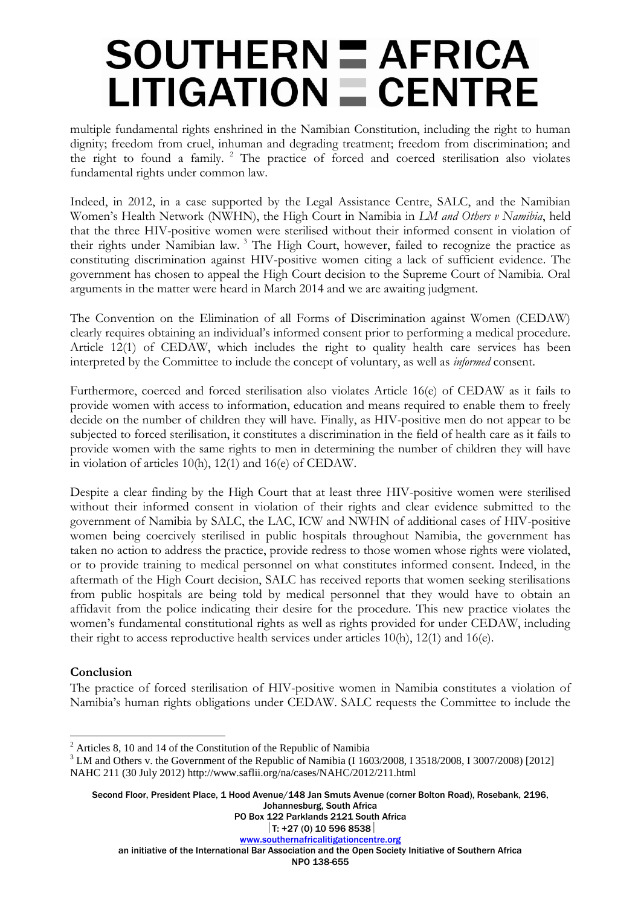multiple fundamental rights enshrined in the Namibian Constitution, including the right to human dignity; freedom from cruel, inhuman and degrading treatment; freedom from discrimination; and the right to found a family. [2] The practice of forced and coerced sterilisation also violates fundamental rights under common law.

Indeed, in 2012, in a case supported by the Legal Assistance Centre, SALC, and the Namibian Women's Health Network (NWHN), the High Court in Namibia in *LM and Others v Namibia*, held that the three HIV-positive women were sterilised without their informed consent in violation of their rights under Namibian law. [3] The High Court, however, failed to recognize the practice as constituting discrimination against HIV-positive women citing a lack of sufficient evidence. The government has chosen to appeal the High Court decision to the Supreme Court of Namibia. Oral arguments in the matter were heard in March 2014 and we are awaiting judgment.

The Convention on the Elimination of all Forms of Discrimination against Women (CEDAW) clearly requires obtaining an individual's informed consent prior to performing a medical procedure. Article 12(1) of CEDAW, which includes the right to quality health care services has been interpreted by the Committee to include the concept of voluntary, as well as *informed* consent.

Furthermore, coerced and forced sterilisation also violates Article 16(e) of CEDAW as it fails to provide women with access to information, education and means required to enable them to freely decide on the number of children they will have. Finally, as HIV-positive men do not appear to be subjected to forced sterilisation, it constitutes a discrimination in the field of health care as it fails to provide women with the same rights to men in determining the number of children they will have in violation of articles 10(h), 12(1) and 16(e) of CEDAW.

Despite a clear finding by the High Court that at least three HIV-positive women were sterilised without their informed consent in violation of their rights and clear evidence submitted to the government of Namibia by SALC, the LAC, ICW and NWHN of additional cases of HIV-positive women being coercively sterilised in public hospitals throughout Namibia, the government has taken no action to address the practice, provide redress to those women whose rights were violated, or to provide training to medical personnel on what constitutes informed consent. Indeed, in the aftermath of the High Court decision, SALC has received reports that women seeking sterilisations from public hospitals are being told by medical personnel that they would have to obtain an affidavit from the police indicating their desire for the procedure. This new practice violates the women's fundamental constitutional rights as well as rights provided for under CEDAW, including their right to access reproductive health services under articles 10(h), 12(1) and 16(e).

**Conclusion**

The practice of forced sterilisation of HIV-positive women in Namibia constitutes a violation of Namibia's human rights obligations under CEDAW. SALC requests the Committee to include the

---

[2] Articles 8, 10 and 14 of the Constitution of the Republic of Namibia

[3] LM and Others v. the Government of the Republic of Namibia (I 1603/2008, I 3518/2008, I 3007/2008) [2012] NAHC 211 (30 July 2012) http://www.saflii.org/na/cases/NAHC/2012/211.html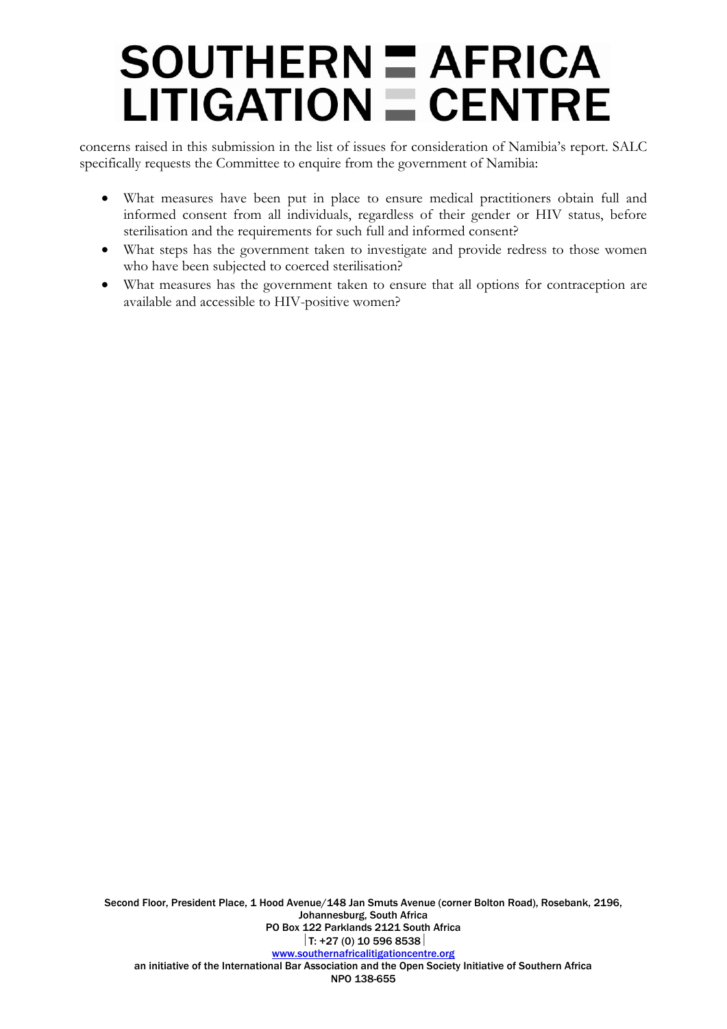concerns raised in this submission in the list of issues for consideration of Namibia's report. SALC specifically requests the Committee to enquire from the government of Namibia:

- What measures have been put in place to ensure medical practitioners obtain full and informed consent from all individuals, regardless of their gender or HIV status, before sterilisation and the requirements for such full and informed consent?
- What steps has the government taken to investigate and provide redress to those women who have been subjected to coerced sterilisation?
- What measures has the government taken to ensure that all options for contraception are available and accessible to HIV-positive women?